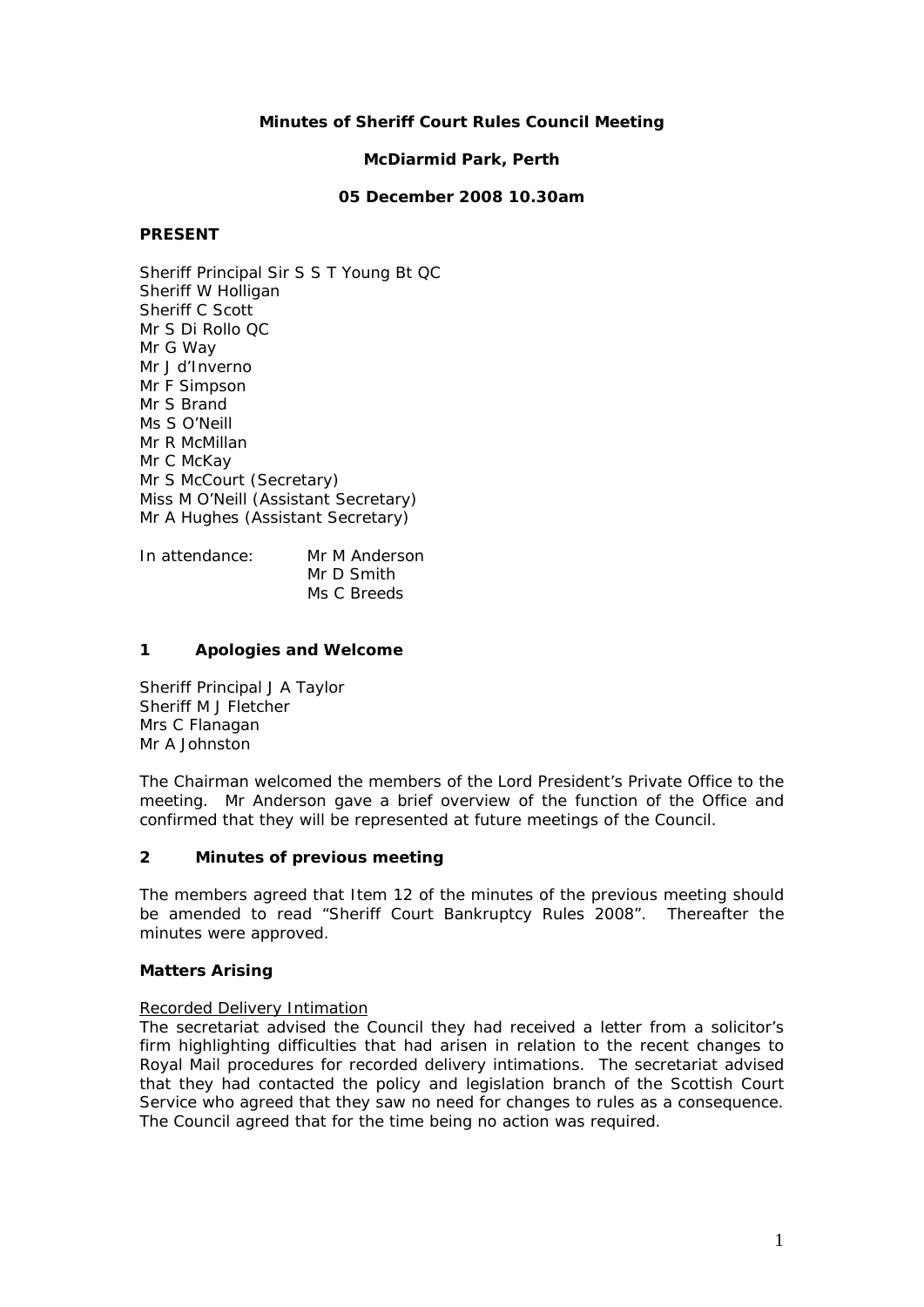**Minutes of Sheriff Court Rules Council Meeting**

**McDiarmid Park, Perth**

**05 December 2008 10.30am**

**PRESENT**

Sheriff Principal Sir S S T Young Bt QC
Sheriff W Holligan
Sheriff C Scott
Mr S Di Rollo QC
Mr G Way
Mr J d'Inverno
Mr F Simpson
Mr S Brand
Ms S O'Neill
Mr R McMillan
Mr C McKay
Mr S McCourt (Secretary)
Miss M O'Neill (Assistant Secretary)
Mr A Hughes (Assistant Secretary)

In attendance: Mr M Anderson
Mr D Smith
Ms C Breeds

## 1 Apologies and Welcome

Sheriff Principal J A Taylor
Sheriff M J Fletcher
Mrs C Flanagan
Mr A Johnston

The Chairman welcomed the members of the Lord President's Private Office to the meeting. Mr Anderson gave a brief overview of the function of the Office and confirmed that they will be represented at future meetings of the Council.

## 2 Minutes of previous meeting

The members agreed that Item 12 of the minutes of the previous meeting should be amended to read "Sheriff Court Bankruptcy Rules 2008". Thereafter the minutes were approved.

### Matters Arising

Recorded Delivery Intimation

The secretariat advised the Council they had received a letter from a solicitor's firm highlighting difficulties that had arisen in relation to the recent changes to Royal Mail procedures for recorded delivery intimations. The secretariat advised that they had contacted the policy and legislation branch of the Scottish Court Service who agreed that they saw no need for changes to rules as a consequence. The Council agreed that for the time being no action was required.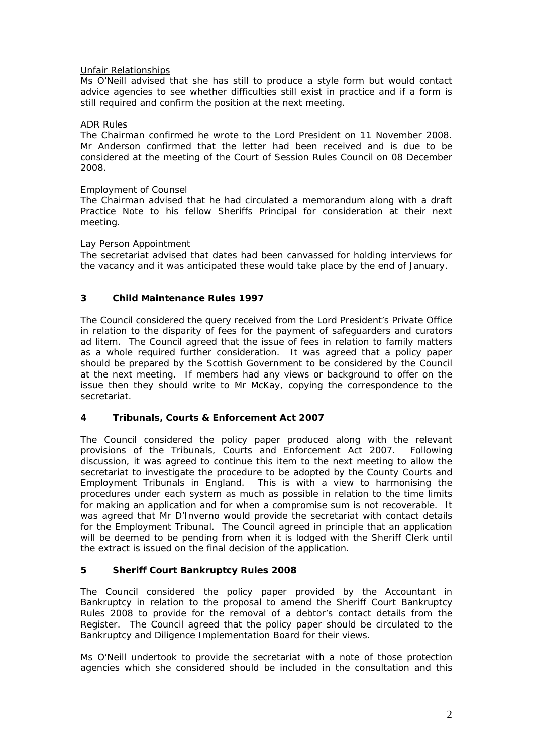Unfair Relationships

Ms O'Neill advised that she has still to produce a style form but would contact advice agencies to see whether difficulties still exist in practice and if a form is still required and confirm the position at the next meeting.

ADR Rules

The Chairman confirmed he wrote to the Lord President on 11 November 2008. Mr Anderson confirmed that the letter had been received and is due to be considered at the meeting of the Court of Session Rules Council on 08 December 2008.

Employment of Counsel

The Chairman advised that he had circulated a memorandum along with a draft Practice Note to his fellow Sheriffs Principal for consideration at their next meeting.

Lay Person Appointment

The secretariat advised that dates had been canvassed for holding interviews for the vacancy and it was anticipated these would take place by the end of January.

## 3 Child Maintenance Rules 1997

The Council considered the query received from the Lord President's Private Office in relation to the disparity of fees for the payment of safeguarders and curators ad litem. The Council agreed that the issue of fees in relation to family matters as a whole required further consideration. It was agreed that a policy paper should be prepared by the Scottish Government to be considered by the Council at the next meeting. If members had any views or background to offer on the issue then they should write to Mr McKay, copying the correspondence to the secretariat.

## 4 Tribunals, Courts & Enforcement Act 2007

The Council considered the policy paper produced along with the relevant provisions of the Tribunals, Courts and Enforcement Act 2007. Following discussion, it was agreed to continue this item to the next meeting to allow the secretariat to investigate the procedure to be adopted by the County Courts and Employment Tribunals in England. This is with a view to harmonising the procedures under each system as much as possible in relation to the time limits for making an application and for when a compromise sum is not recoverable. It was agreed that Mr D'Inverno would provide the secretariat with contact details for the Employment Tribunal. The Council agreed in principle that an application will be deemed to be pending from when it is lodged with the Sheriff Clerk until the extract is issued on the final decision of the application.

## 5 Sheriff Court Bankruptcy Rules 2008

The Council considered the policy paper provided by the Accountant in Bankruptcy in relation to the proposal to amend the Sheriff Court Bankruptcy Rules 2008 to provide for the removal of a debtor's contact details from the Register. The Council agreed that the policy paper should be circulated to the Bankruptcy and Diligence Implementation Board for their views.

Ms O'Neill undertook to provide the secretariat with a note of those protection agencies which she considered should be included in the consultation and this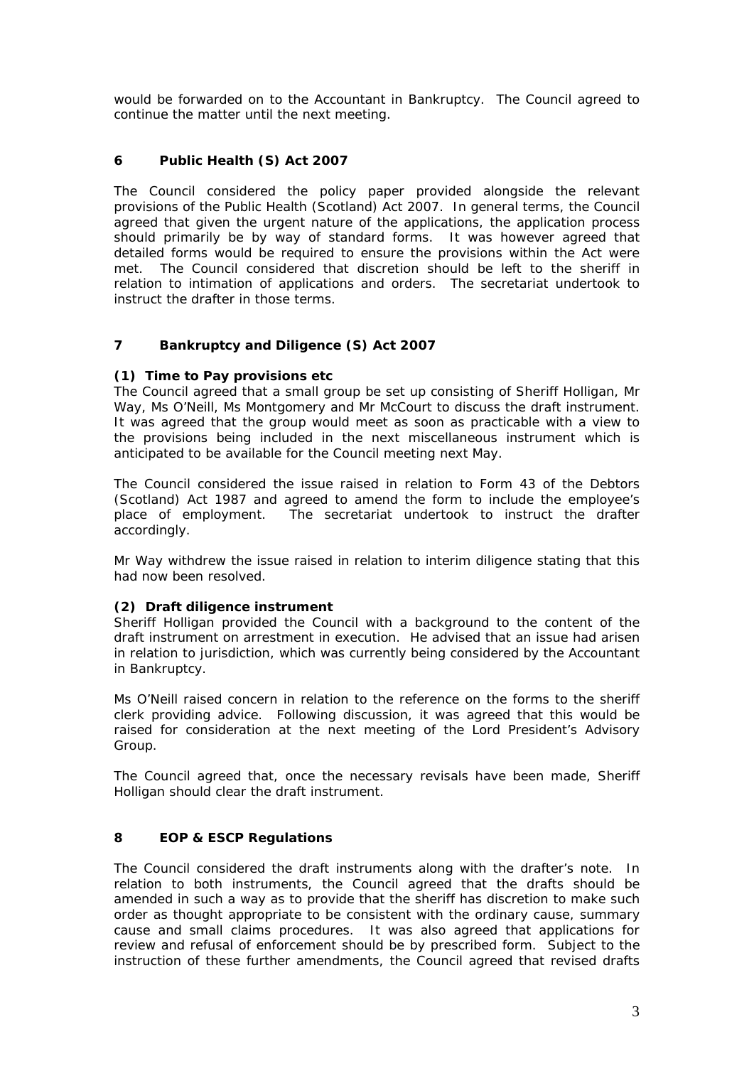would be forwarded on to the Accountant in Bankruptcy. The Council agreed to continue the matter until the next meeting.

## 6 Public Health (S) Act 2007

The Council considered the policy paper provided alongside the relevant provisions of the Public Health (Scotland) Act 2007. In general terms, the Council agreed that given the urgent nature of the applications, the application process should primarily be by way of standard forms. It was however agreed that detailed forms would be required to ensure the provisions within the Act were met. The Council considered that discretion should be left to the sheriff in relation to intimation of applications and orders. The secretariat undertook to instruct the drafter in those terms.

## 7 Bankruptcy and Diligence (S) Act 2007

### (1) Time to Pay provisions etc

The Council agreed that a small group be set up consisting of Sheriff Holligan, Mr Way, Ms O'Neill, Ms Montgomery and Mr McCourt to discuss the draft instrument. It was agreed that the group would meet as soon as practicable with a view to the provisions being included in the next miscellaneous instrument which is anticipated to be available for the Council meeting next May.

The Council considered the issue raised in relation to Form 43 of the Debtors (Scotland) Act 1987 and agreed to amend the form to include the employee's place of employment. The secretariat undertook to instruct the drafter accordingly.

Mr Way withdrew the issue raised in relation to interim diligence stating that this had now been resolved.

### (2) Draft diligence instrument

Sheriff Holligan provided the Council with a background to the content of the draft instrument on arrestment in execution. He advised that an issue had arisen in relation to jurisdiction, which was currently being considered by the Accountant in Bankruptcy.

Ms O'Neill raised concern in relation to the reference on the forms to the sheriff clerk providing advice. Following discussion, it was agreed that this would be raised for consideration at the next meeting of the Lord President's Advisory Group.

The Council agreed that, once the necessary revisals have been made, Sheriff Holligan should clear the draft instrument.

## 8 EOP & ESCP Regulations

The Council considered the draft instruments along with the drafter's note. In relation to both instruments, the Council agreed that the drafts should be amended in such a way as to provide that the sheriff has discretion to make such order as thought appropriate to be consistent with the ordinary cause, summary cause and small claims procedures. It was also agreed that applications for review and refusal of enforcement should be by prescribed form. Subject to the instruction of these further amendments, the Council agreed that revised drafts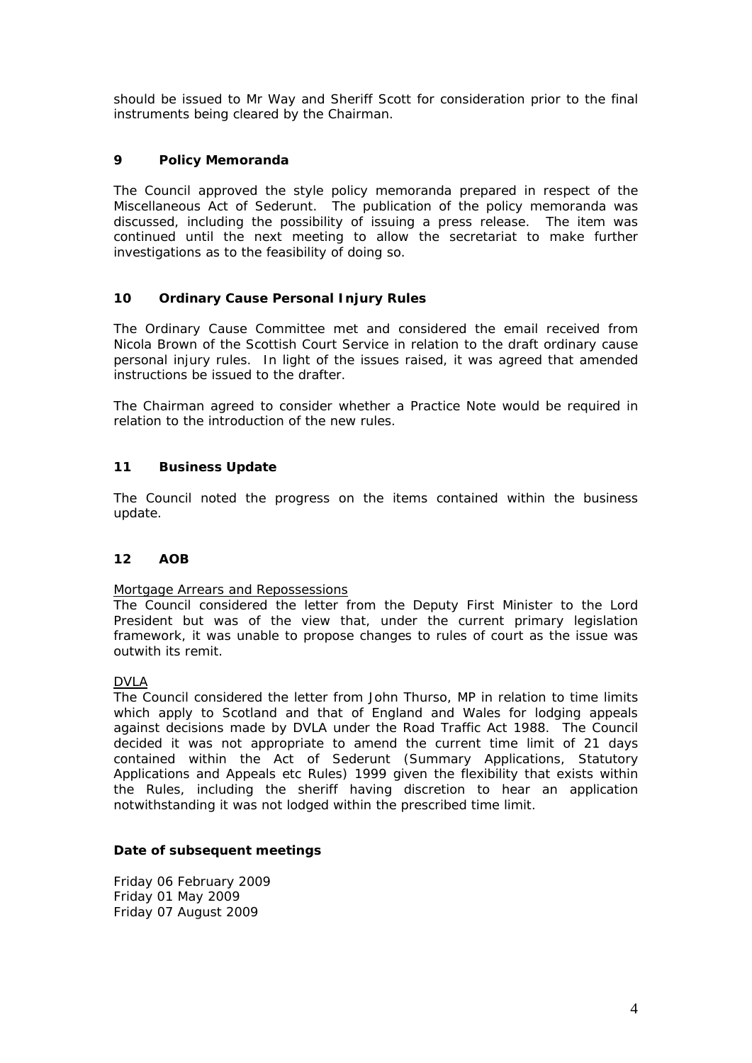should be issued to Mr Way and Sheriff Scott for consideration prior to the final instruments being cleared by the Chairman.

## 9 Policy Memoranda

The Council approved the style policy memoranda prepared in respect of the Miscellaneous Act of Sederunt. The publication of the policy memoranda was discussed, including the possibility of issuing a press release. The item was continued until the next meeting to allow the secretariat to make further investigations as to the feasibility of doing so.

## 10 Ordinary Cause Personal Injury Rules

The Ordinary Cause Committee met and considered the email received from Nicola Brown of the Scottish Court Service in relation to the draft ordinary cause personal injury rules. In light of the issues raised, it was agreed that amended instructions be issued to the drafter.

The Chairman agreed to consider whether a Practice Note would be required in relation to the introduction of the new rules.

## 11 Business Update

The Council noted the progress on the items contained within the business update.

## 12 AOB

Mortgage Arrears and Repossessions

The Council considered the letter from the Deputy First Minister to the Lord President but was of the view that, under the current primary legislation framework, it was unable to propose changes to rules of court as the issue was outwith its remit.

DVLA

The Council considered the letter from John Thurso, MP in relation to time limits which apply to Scotland and that of England and Wales for lodging appeals against decisions made by DVLA under the Road Traffic Act 1988. The Council decided it was not appropriate to amend the current time limit of 21 days contained within the Act of Sederunt (Summary Applications, Statutory Applications and Appeals etc Rules) 1999 given the flexibility that exists within the Rules, including the sheriff having discretion to hear an application notwithstanding it was not lodged within the prescribed time limit.

**Date of subsequent meetings**

Friday 06 February 2009
Friday 01 May 2009
Friday 07 August 2009